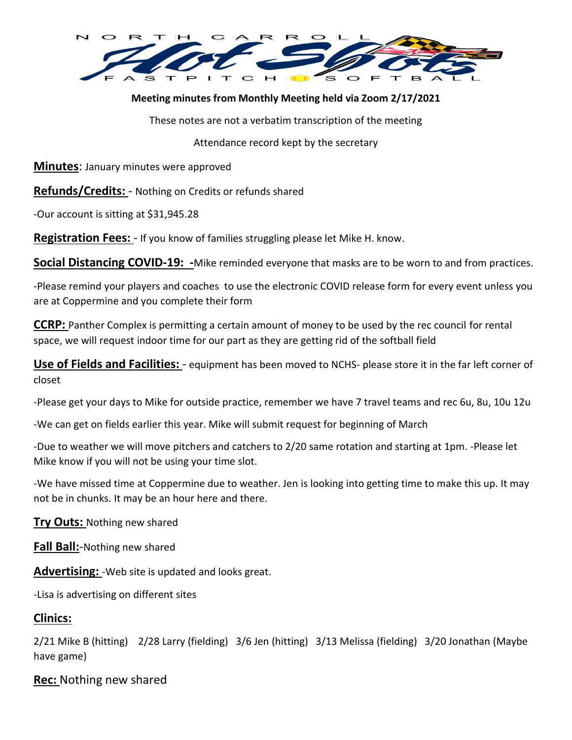NORTH CARROLL Hot Shots FASTPITCH SOFTBALL

**Meeting minutes from Monthly Meeting held via Zoom 2/17/2021**

These notes are not a verbatim transcription of the meeting

Attendance record kept by the secretary

**Minutes**: January minutes were approved

**Refunds/Credits:** - Nothing on Credits or refunds shared

-Our account is sitting at $31,945.28

**Registration Fees:** - If you know of families struggling please let Mike H. know.

**Social Distancing COVID-19: -**Mike reminded everyone that masks are to be worn to and from practices.

-Please remind your players and coaches to use the electronic COVID release form for every event unless you are at Coppermine and you complete their form

**CCRP:** Panther Complex is permitting a certain amount of money to be used by the rec council for rental space, we will request indoor time for our part as they are getting rid of the softball field

**Use of Fields and Facilities:** - equipment has been moved to NCHS- please store it in the far left corner of closet

-Please get your days to Mike for outside practice, remember we have 7 travel teams and rec 6u, 8u, 10u 12u

-We can get on fields earlier this year. Mike will submit request for beginning of March

-Due to weather we will move pitchers and catchers to 2/20 same rotation and starting at 1pm. -Please let Mike know if you will not be using your time slot.

-We have missed time at Coppermine due to weather. Jen is looking into getting time to make this up. It may not be in chunks. It may be an hour here and there.

**Try Outs:** Nothing new shared

**Fall Ball:**-Nothing new shared

**Advertising:** -Web site is updated and looks great.

-Lisa is advertising on different sites

**Clinics:**

2/21 Mike B (hitting) 2/28 Larry (fielding) 3/6 Jen (hitting) 3/13 Melissa (fielding) 3/20 Jonathan (Maybe have game)

**Rec:** Nothing new shared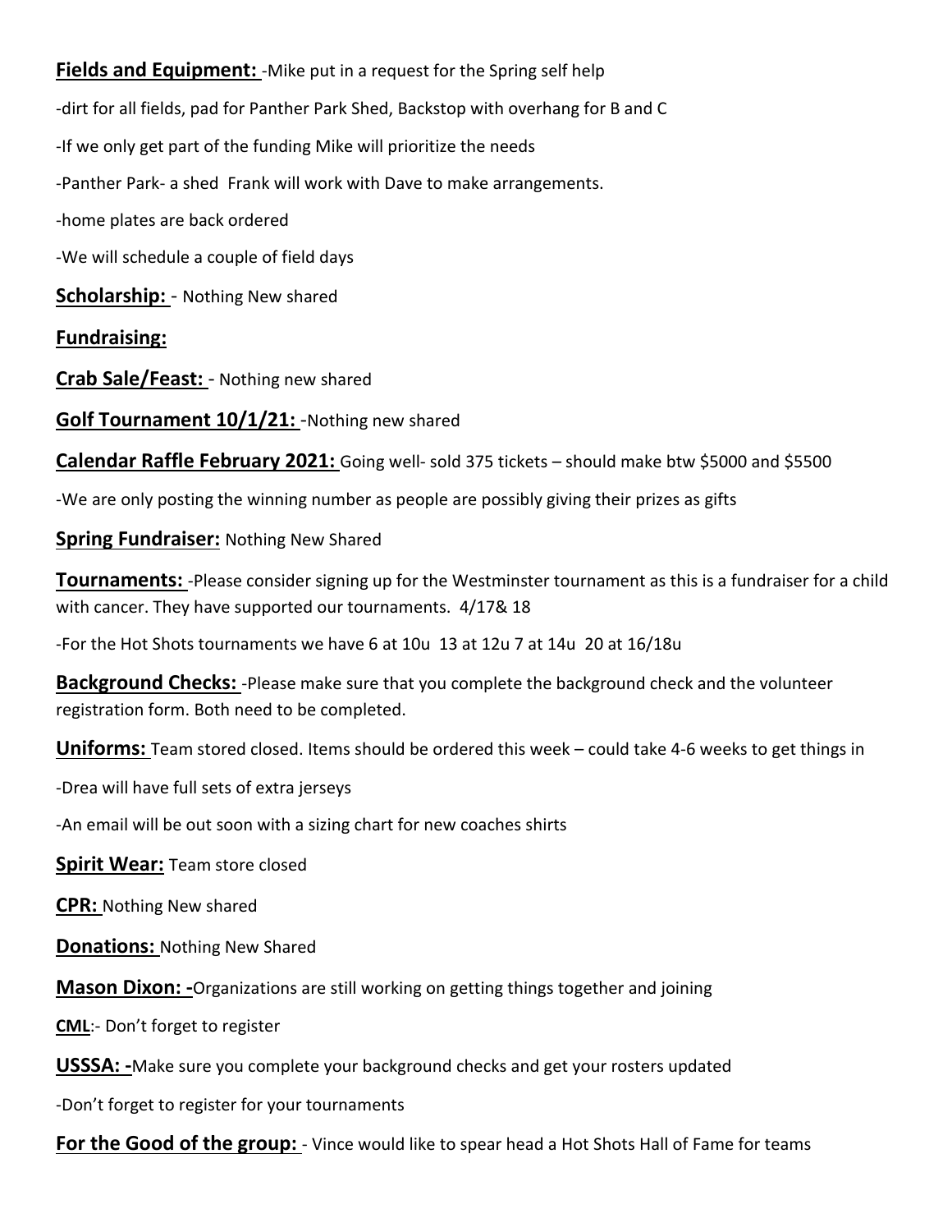**Fields and Equipment:** -Mike put in a request for the Spring self help

-dirt for all fields, pad for Panther Park Shed, Backstop with overhang for B and C

-If we only get part of the funding Mike will prioritize the needs

-Panther Park- a shed Frank will work with Dave to make arrangements.

-home plates are back ordered

-We will schedule a couple of field days

**Scholarship:** - Nothing New shared

**Fundraising:**

**Crab Sale/Feast:** - Nothing new shared

**Golf Tournament 10/1/21:** -Nothing new shared

**Calendar Raffle February 2021:** Going well- sold 375 tickets – should make btw $5000 and $5500

-We are only posting the winning number as people are possibly giving their prizes as gifts

**Spring Fundraiser:** Nothing New Shared

**Tournaments:** -Please consider signing up for the Westminster tournament as this is a fundraiser for a child with cancer. They have supported our tournaments. 4/17& 18

-For the Hot Shots tournaments we have 6 at 10u 13 at 12u 7 at 14u 20 at 16/18u

**Background Checks:** -Please make sure that you complete the background check and the volunteer registration form. Both need to be completed.

**Uniforms:** Team stored closed. Items should be ordered this week – could take 4-6 weeks to get things in

-Drea will have full sets of extra jerseys

-An email will be out soon with a sizing chart for new coaches shirts

**Spirit Wear:** Team store closed

**CPR:** Nothing New shared

**Donations:** Nothing New Shared

**Mason Dixon: -**Organizations are still working on getting things together and joining

**CML**:- Don't forget to register

**USSSA: -**Make sure you complete your background checks and get your rosters updated

-Don't forget to register for your tournaments

**For the Good of the group:** - Vince would like to spear head a Hot Shots Hall of Fame for teams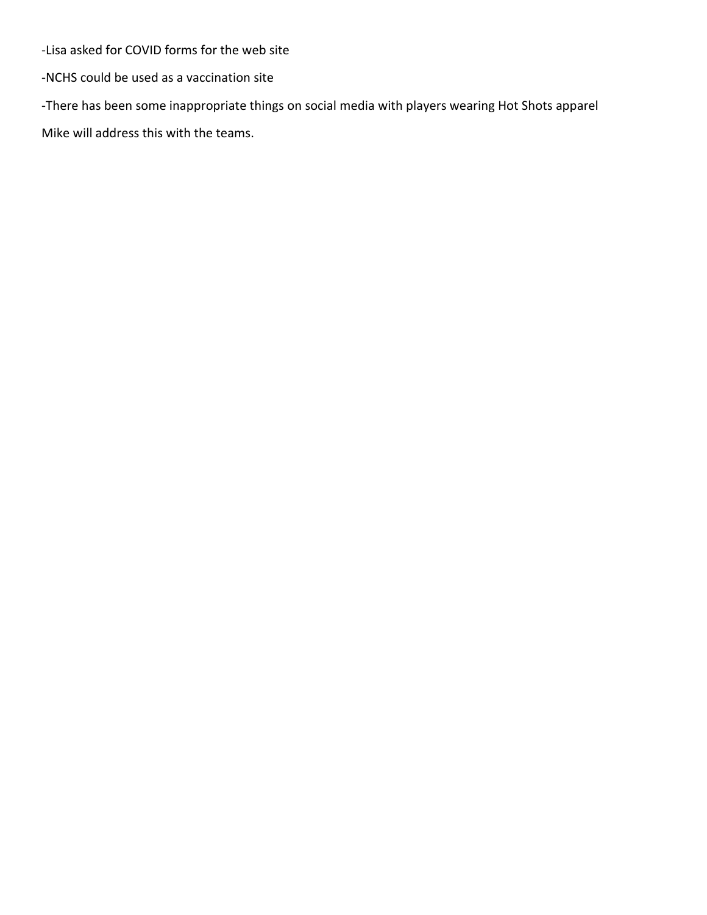-Lisa asked for COVID forms for the web site

-NCHS could be used as a vaccination site

-There has been some inappropriate things on social media with players wearing Hot Shots apparel

Mike will address this with the teams.